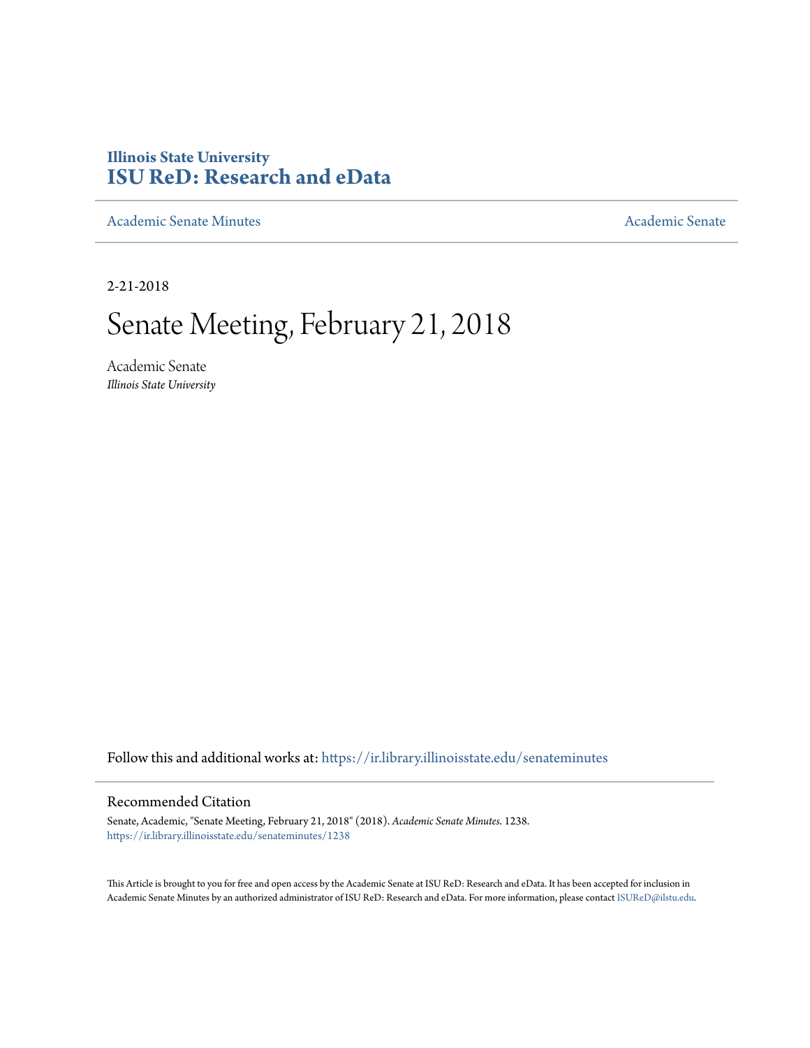Illinois State University
**ISU ReD: Research and eData**

Academic Senate Minutes | Academic Senate

2-21-2018

# Senate Meeting, February 21, 2018

Academic Senate
*Illinois State University*

Follow this and additional works at: https://ir.library.illinoisstate.edu/senateminutes

## Recommended Citation

Senate, Academic, "Senate Meeting, February 21, 2018" (2018). *Academic Senate Minutes*. 1238.
https://ir.library.illinoisstate.edu/senateminutes/1238

This Article is brought to you for free and open access by the Academic Senate at ISU ReD: Research and eData. It has been accepted for inclusion in Academic Senate Minutes by an authorized administrator of ISU ReD: Research and eData. For more information, please contact ISUReD@ilstu.edu.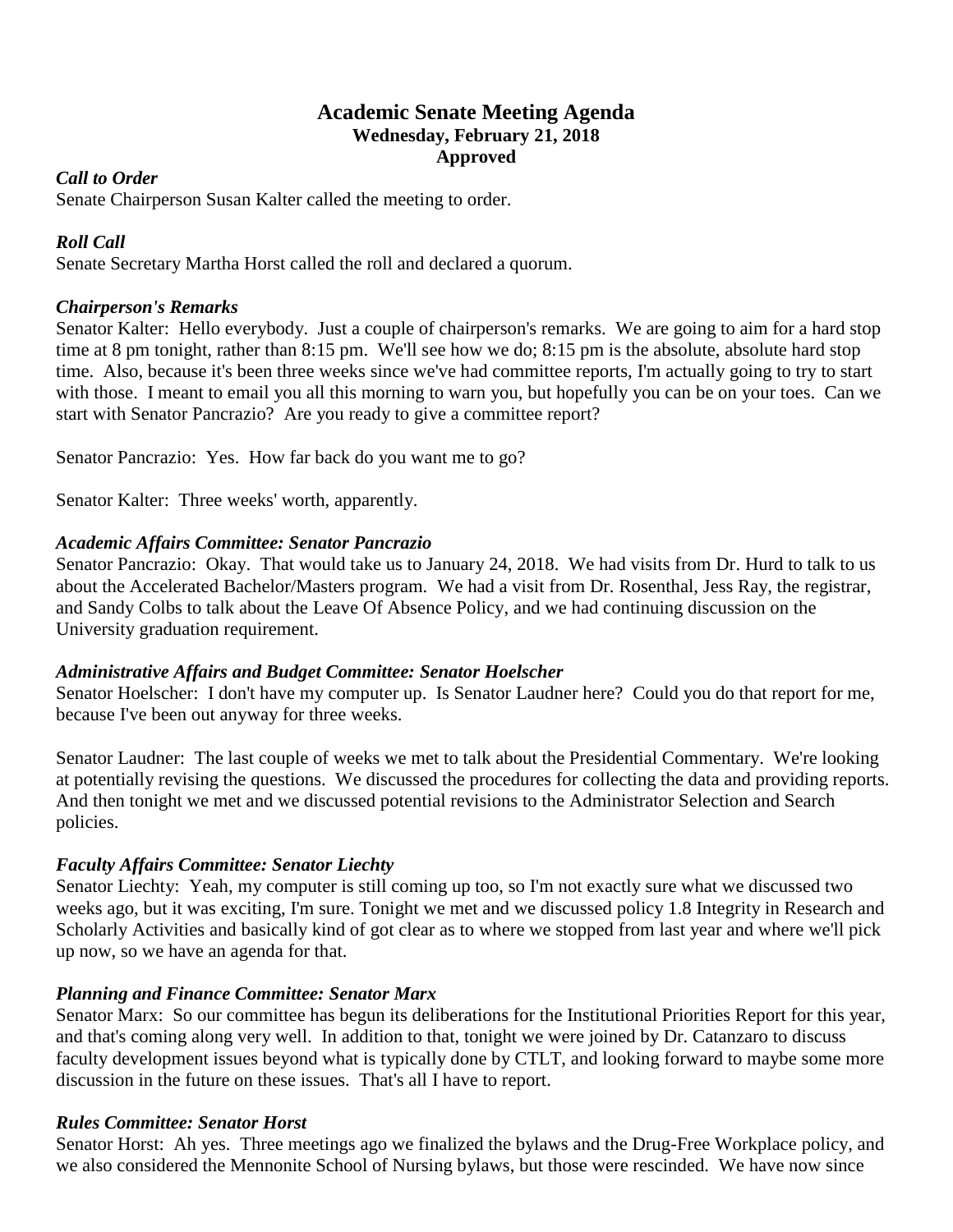# Academic Senate Meeting Agenda

**Wednesday, February 21, 2018**

**Approved**

***Call to Order***

Senate Chairperson Susan Kalter called the meeting to order.

***Roll Call***

Senate Secretary Martha Horst called the roll and declared a quorum.

***Chairperson's Remarks***

Senator Kalter: Hello everybody. Just a couple of chairperson's remarks. We are going to aim for a hard stop time at 8 pm tonight, rather than 8:15 pm. We'll see how we do; 8:15 pm is the absolute, absolute hard stop time. Also, because it's been three weeks since we've had committee reports, I'm actually going to try to start with those. I meant to email you all this morning to warn you, but hopefully you can be on your toes. Can we start with Senator Pancrazio? Are you ready to give a committee report?

Senator Pancrazio: Yes. How far back do you want me to go?

Senator Kalter: Three weeks' worth, apparently.

***Academic Affairs Committee: Senator Pancrazio***

Senator Pancrazio: Okay. That would take us to January 24, 2018. We had visits from Dr. Hurd to talk to us about the Accelerated Bachelor/Masters program. We had a visit from Dr. Rosenthal, Jess Ray, the registrar, and Sandy Colbs to talk about the Leave Of Absence Policy, and we had continuing discussion on the University graduation requirement.

***Administrative Affairs and Budget Committee: Senator Hoelscher***

Senator Hoelscher: I don't have my computer up. Is Senator Laudner here? Could you do that report for me, because I've been out anyway for three weeks.

Senator Laudner: The last couple of weeks we met to talk about the Presidential Commentary. We're looking at potentially revising the questions. We discussed the procedures for collecting the data and providing reports. And then tonight we met and we discussed potential revisions to the Administrator Selection and Search policies.

***Faculty Affairs Committee: Senator Liechty***

Senator Liechty: Yeah, my computer is still coming up too, so I'm not exactly sure what we discussed two weeks ago, but it was exciting, I'm sure. Tonight we met and we discussed policy 1.8 Integrity in Research and Scholarly Activities and basically kind of got clear as to where we stopped from last year and where we'll pick up now, so we have an agenda for that.

***Planning and Finance Committee: Senator Marx***

Senator Marx: So our committee has begun its deliberations for the Institutional Priorities Report for this year, and that's coming along very well. In addition to that, tonight we were joined by Dr. Catanzaro to discuss faculty development issues beyond what is typically done by CTLT, and looking forward to maybe some more discussion in the future on these issues. That's all I have to report.

***Rules Committee: Senator Horst***

Senator Horst: Ah yes. Three meetings ago we finalized the bylaws and the Drug-Free Workplace policy, and we also considered the Mennonite School of Nursing bylaws, but those were rescinded. We have now since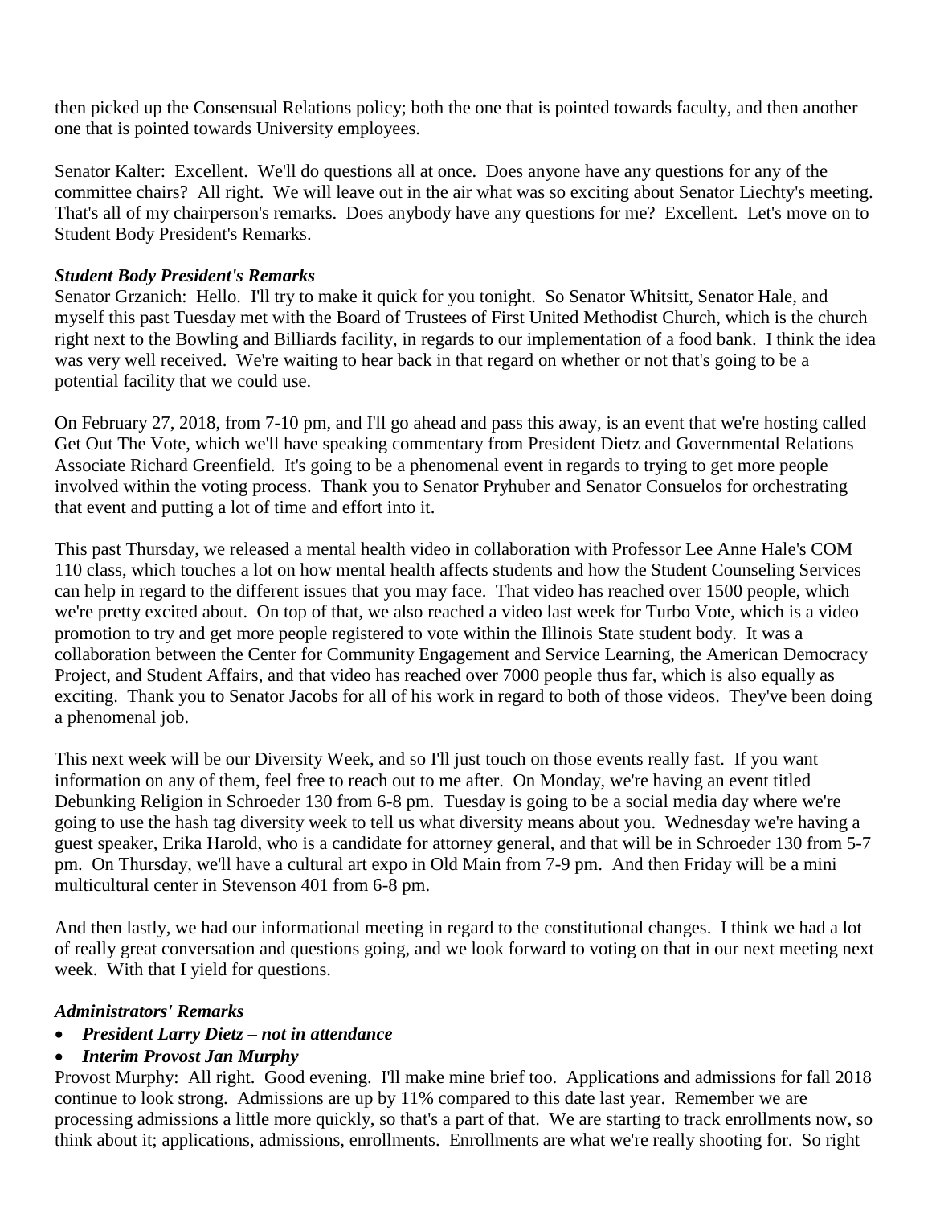then picked up the Consensual Relations policy; both the one that is pointed towards faculty, and then another one that is pointed towards University employees.

Senator Kalter: Excellent. We'll do questions all at once. Does anyone have any questions for any of the committee chairs? All right. We will leave out in the air what was so exciting about Senator Liechty's meeting. That's all of my chairperson's remarks. Does anybody have any questions for me? Excellent. Let's move on to Student Body President's Remarks.

***Student Body President's Remarks***

Senator Grzanich: Hello. I'll try to make it quick for you tonight. So Senator Whitsitt, Senator Hale, and myself this past Tuesday met with the Board of Trustees of First United Methodist Church, which is the church right next to the Bowling and Billiards facility, in regards to our implementation of a food bank. I think the idea was very well received. We're waiting to hear back in that regard on whether or not that's going to be a potential facility that we could use.

On February 27, 2018, from 7-10 pm, and I'll go ahead and pass this away, is an event that we're hosting called Get Out The Vote, which we'll have speaking commentary from President Dietz and Governmental Relations Associate Richard Greenfield. It's going to be a phenomenal event in regards to trying to get more people involved within the voting process. Thank you to Senator Pryhuber and Senator Consuelos for orchestrating that event and putting a lot of time and effort into it.

This past Thursday, we released a mental health video in collaboration with Professor Lee Anne Hale's COM 110 class, which touches a lot on how mental health affects students and how the Student Counseling Services can help in regard to the different issues that you may face. That video has reached over 1500 people, which we're pretty excited about. On top of that, we also reached a video last week for Turbo Vote, which is a video promotion to try and get more people registered to vote within the Illinois State student body. It was a collaboration between the Center for Community Engagement and Service Learning, the American Democracy Project, and Student Affairs, and that video has reached over 7000 people thus far, which is also equally as exciting. Thank you to Senator Jacobs for all of his work in regard to both of those videos. They've been doing a phenomenal job.

This next week will be our Diversity Week, and so I'll just touch on those events really fast. If you want information on any of them, feel free to reach out to me after. On Monday, we're having an event titled Debunking Religion in Schroeder 130 from 6-8 pm. Tuesday is going to be a social media day where we're going to use the hash tag diversity week to tell us what diversity means about you. Wednesday we're having a guest speaker, Erika Harold, who is a candidate for attorney general, and that will be in Schroeder 130 from 5-7 pm. On Thursday, we'll have a cultural art expo in Old Main from 7-9 pm. And then Friday will be a mini multicultural center in Stevenson 401 from 6-8 pm.

And then lastly, we had our informational meeting in regard to the constitutional changes. I think we had a lot of really great conversation and questions going, and we look forward to voting on that in our next meeting next week. With that I yield for questions.

***Administrators' Remarks***

- ***President Larry Dietz – not in attendance***
- ***Interim Provost Jan Murphy***

Provost Murphy: All right. Good evening. I'll make mine brief too. Applications and admissions for fall 2018 continue to look strong. Admissions are up by 11% compared to this date last year. Remember we are processing admissions a little more quickly, so that's a part of that. We are starting to track enrollments now, so think about it; applications, admissions, enrollments. Enrollments are what we're really shooting for. So right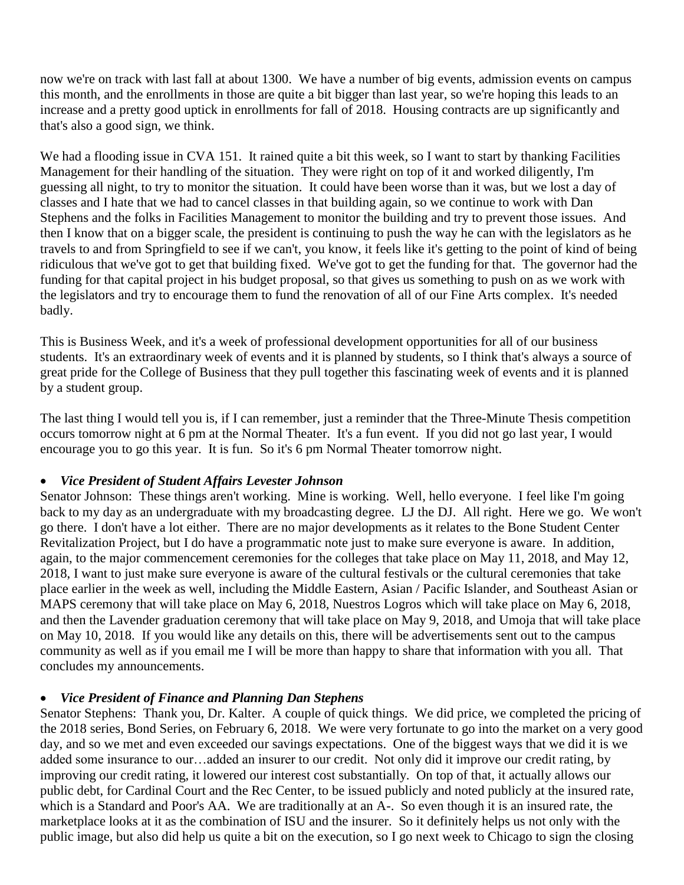now we're on track with last fall at about 1300. We have a number of big events, admission events on campus this month, and the enrollments in those are quite a bit bigger than last year, so we're hoping this leads to an increase and a pretty good uptick in enrollments for fall of 2018. Housing contracts are up significantly and that's also a good sign, we think.

We had a flooding issue in CVA 151. It rained quite a bit this week, so I want to start by thanking Facilities Management for their handling of the situation. They were right on top of it and worked diligently, I'm guessing all night, to try to monitor the situation. It could have been worse than it was, but we lost a day of classes and I hate that we had to cancel classes in that building again, so we continue to work with Dan Stephens and the folks in Facilities Management to monitor the building and try to prevent those issues. And then I know that on a bigger scale, the president is continuing to push the way he can with the legislators as he travels to and from Springfield to see if we can't, you know, it feels like it's getting to the point of kind of being ridiculous that we've got to get that building fixed. We've got to get the funding for that. The governor had the funding for that capital project in his budget proposal, so that gives us something to push on as we work with the legislators and try to encourage them to fund the renovation of all of our Fine Arts complex. It's needed badly.

This is Business Week, and it's a week of professional development opportunities for all of our business students. It's an extraordinary week of events and it is planned by students, so I think that's always a source of great pride for the College of Business that they pull together this fascinating week of events and it is planned by a student group.

The last thing I would tell you is, if I can remember, just a reminder that the Three-Minute Thesis competition occurs tomorrow night at 6 pm at the Normal Theater. It's a fun event. If you did not go last year, I would encourage you to go this year. It is fun. So it's 6 pm Normal Theater tomorrow night.

- ***Vice President of Student Affairs Levester Johnson***

Senator Johnson: These things aren't working. Mine is working. Well, hello everyone. I feel like I'm going back to my day as an undergraduate with my broadcasting degree. LJ the DJ. All right. Here we go. We won't go there. I don't have a lot either. There are no major developments as it relates to the Bone Student Center Revitalization Project, but I do have a programmatic note just to make sure everyone is aware. In addition, again, to the major commencement ceremonies for the colleges that take place on May 11, 2018, and May 12, 2018, I want to just make sure everyone is aware of the cultural festivals or the cultural ceremonies that take place earlier in the week as well, including the Middle Eastern, Asian / Pacific Islander, and Southeast Asian or MAPS ceremony that will take place on May 6, 2018, Nuestros Logros which will take place on May 6, 2018, and then the Lavender graduation ceremony that will take place on May 9, 2018, and Umoja that will take place on May 10, 2018. If you would like any details on this, there will be advertisements sent out to the campus community as well as if you email me I will be more than happy to share that information with you all. That concludes my announcements.

- ***Vice President of Finance and Planning Dan Stephens***

Senator Stephens: Thank you, Dr. Kalter. A couple of quick things. We did price, we completed the pricing of the 2018 series, Bond Series, on February 6, 2018. We were very fortunate to go into the market on a very good day, and so we met and even exceeded our savings expectations. One of the biggest ways that we did it is we added some insurance to our…added an insurer to our credit. Not only did it improve our credit rating, by improving our credit rating, it lowered our interest cost substantially. On top of that, it actually allows our public debt, for Cardinal Court and the Rec Center, to be issued publicly and noted publicly at the insured rate, which is a Standard and Poor's AA. We are traditionally at an A-. So even though it is an insured rate, the marketplace looks at it as the combination of ISU and the insurer. So it definitely helps us not only with the public image, but also did help us quite a bit on the execution, so I go next week to Chicago to sign the closing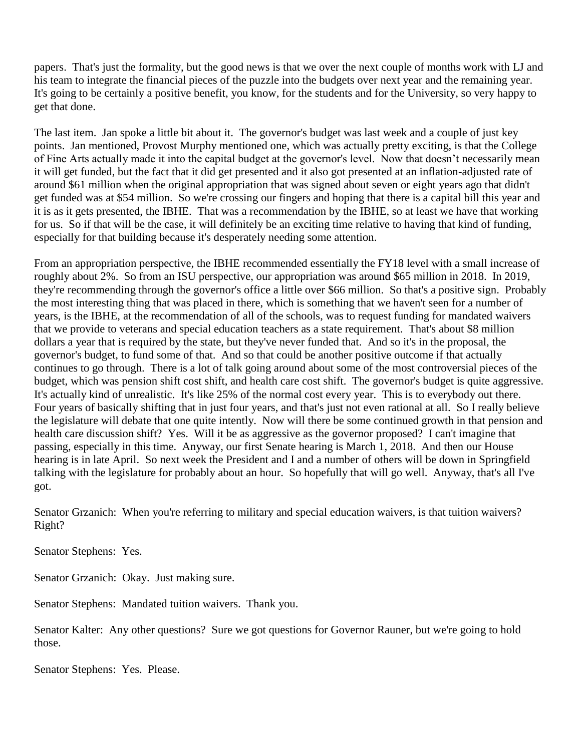papers. That's just the formality, but the good news is that we over the next couple of months work with LJ and his team to integrate the financial pieces of the puzzle into the budgets over next year and the remaining year. It's going to be certainly a positive benefit, you know, for the students and for the University, so very happy to get that done.

The last item. Jan spoke a little bit about it. The governor's budget was last week and a couple of just key points. Jan mentioned, Provost Murphy mentioned one, which was actually pretty exciting, is that the College of Fine Arts actually made it into the capital budget at the governor's level. Now that doesn't necessarily mean it will get funded, but the fact that it did get presented and it also got presented at an inflation-adjusted rate of around $61 million when the original appropriation that was signed about seven or eight years ago that didn't get funded was at $54 million. So we're crossing our fingers and hoping that there is a capital bill this year and it is as it gets presented, the IBHE. That was a recommendation by the IBHE, so at least we have that working for us. So if that will be the case, it will definitely be an exciting time relative to having that kind of funding, especially for that building because it's desperately needing some attention.

From an appropriation perspective, the IBHE recommended essentially the FY18 level with a small increase of roughly about 2%. So from an ISU perspective, our appropriation was around $65 million in 2018. In 2019, they're recommending through the governor's office a little over $66 million. So that's a positive sign. Probably the most interesting thing that was placed in there, which is something that we haven't seen for a number of years, is the IBHE, at the recommendation of all of the schools, was to request funding for mandated waivers that we provide to veterans and special education teachers as a state requirement. That's about $8 million dollars a year that is required by the state, but they've never funded that. And so it's in the proposal, the governor's budget, to fund some of that. And so that could be another positive outcome if that actually continues to go through. There is a lot of talk going around about some of the most controversial pieces of the budget, which was pension shift cost shift, and health care cost shift. The governor's budget is quite aggressive. It's actually kind of unrealistic. It's like 25% of the normal cost every year. This is to everybody out there. Four years of basically shifting that in just four years, and that's just not even rational at all. So I really believe the legislature will debate that one quite intently. Now will there be some continued growth in that pension and health care discussion shift? Yes. Will it be as aggressive as the governor proposed? I can't imagine that passing, especially in this time. Anyway, our first Senate hearing is March 1, 2018. And then our House hearing is in late April. So next week the President and I and a number of others will be down in Springfield talking with the legislature for probably about an hour. So hopefully that will go well. Anyway, that's all I've got.

Senator Grzanich: When you're referring to military and special education waivers, is that tuition waivers? Right?

Senator Stephens: Yes.

Senator Grzanich: Okay. Just making sure.

Senator Stephens: Mandated tuition waivers. Thank you.

Senator Kalter: Any other questions? Sure we got questions for Governor Rauner, but we're going to hold those.

Senator Stephens: Yes. Please.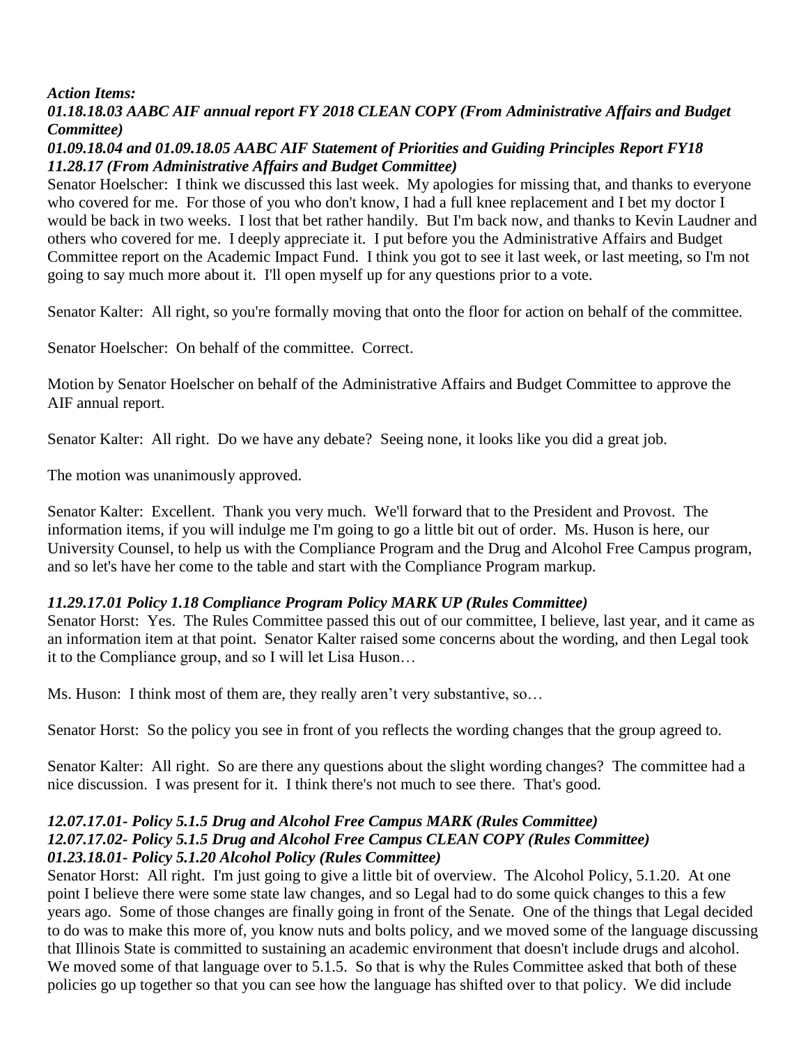*Action Items:*

***01.18.18.03 AABC AIF annual report FY 2018 CLEAN COPY (From Administrative Affairs and Budget Committee)***

***01.09.18.04 and 01.09.18.05 AABC AIF Statement of Priorities and Guiding Principles Report FY18 11.28.17 (From Administrative Affairs and Budget Committee)***

Senator Hoelscher: I think we discussed this last week. My apologies for missing that, and thanks to everyone who covered for me. For those of you who don't know, I had a full knee replacement and I bet my doctor I would be back in two weeks. I lost that bet rather handily. But I'm back now, and thanks to Kevin Laudner and others who covered for me. I deeply appreciate it. I put before you the Administrative Affairs and Budget Committee report on the Academic Impact Fund. I think you got to see it last week, or last meeting, so I'm not going to say much more about it. I'll open myself up for any questions prior to a vote.

Senator Kalter: All right, so you're formally moving that onto the floor for action on behalf of the committee.

Senator Hoelscher: On behalf of the committee. Correct.

Motion by Senator Hoelscher on behalf of the Administrative Affairs and Budget Committee to approve the AIF annual report.

Senator Kalter: All right. Do we have any debate? Seeing none, it looks like you did a great job.

The motion was unanimously approved.

Senator Kalter: Excellent. Thank you very much. We'll forward that to the President and Provost. The information items, if you will indulge me I'm going to go a little bit out of order. Ms. Huson is here, our University Counsel, to help us with the Compliance Program and the Drug and Alcohol Free Campus program, and so let's have her come to the table and start with the Compliance Program markup.

***11.29.17.01 Policy 1.18 Compliance Program Policy MARK UP (Rules Committee)***

Senator Horst: Yes. The Rules Committee passed this out of our committee, I believe, last year, and it came as an information item at that point. Senator Kalter raised some concerns about the wording, and then Legal took it to the Compliance group, and so I will let Lisa Huson…

Ms. Huson: I think most of them are, they really aren't very substantive, so…

Senator Horst: So the policy you see in front of you reflects the wording changes that the group agreed to.

Senator Kalter: All right. So are there any questions about the slight wording changes? The committee had a nice discussion. I was present for it. I think there's not much to see there. That's good.

***12.07.17.01- Policy 5.1.5 Drug and Alcohol Free Campus MARK (Rules Committee)***

***12.07.17.02- Policy 5.1.5 Drug and Alcohol Free Campus CLEAN COPY (Rules Committee)***

***01.23.18.01- Policy 5.1.20 Alcohol Policy (Rules Committee)***

Senator Horst: All right. I'm just going to give a little bit of overview. The Alcohol Policy, 5.1.20. At one point I believe there were some state law changes, and so Legal had to do some quick changes to this a few years ago. Some of those changes are finally going in front of the Senate. One of the things that Legal decided to do was to make this more of, you know nuts and bolts policy, and we moved some of the language discussing that Illinois State is committed to sustaining an academic environment that doesn't include drugs and alcohol. We moved some of that language over to 5.1.5. So that is why the Rules Committee asked that both of these policies go up together so that you can see how the language has shifted over to that policy. We did include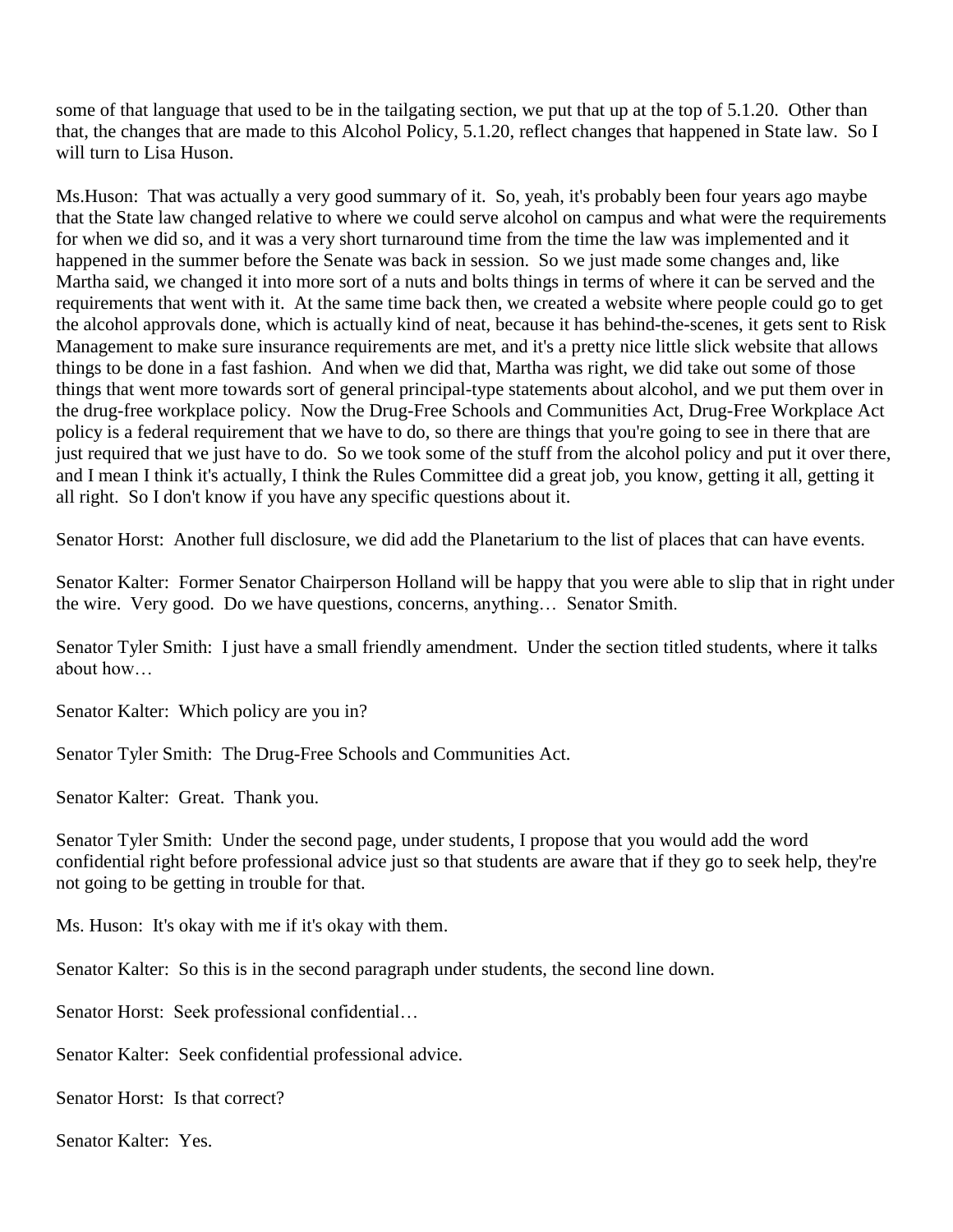some of that language that used to be in the tailgating section, we put that up at the top of 5.1.20. Other than that, the changes that are made to this Alcohol Policy, 5.1.20, reflect changes that happened in State law. So I will turn to Lisa Huson.

Ms.Huson: That was actually a very good summary of it. So, yeah, it's probably been four years ago maybe that the State law changed relative to where we could serve alcohol on campus and what were the requirements for when we did so, and it was a very short turnaround time from the time the law was implemented and it happened in the summer before the Senate was back in session. So we just made some changes and, like Martha said, we changed it into more sort of a nuts and bolts things in terms of where it can be served and the requirements that went with it. At the same time back then, we created a website where people could go to get the alcohol approvals done, which is actually kind of neat, because it has behind-the-scenes, it gets sent to Risk Management to make sure insurance requirements are met, and it's a pretty nice little slick website that allows things to be done in a fast fashion. And when we did that, Martha was right, we did take out some of those things that went more towards sort of general principal-type statements about alcohol, and we put them over in the drug-free workplace policy. Now the Drug-Free Schools and Communities Act, Drug-Free Workplace Act policy is a federal requirement that we have to do, so there are things that you're going to see in there that are just required that we just have to do. So we took some of the stuff from the alcohol policy and put it over there, and I mean I think it's actually, I think the Rules Committee did a great job, you know, getting it all, getting it all right. So I don't know if you have any specific questions about it.

Senator Horst: Another full disclosure, we did add the Planetarium to the list of places that can have events.

Senator Kalter: Former Senator Chairperson Holland will be happy that you were able to slip that in right under the wire. Very good. Do we have questions, concerns, anything… Senator Smith.

Senator Tyler Smith: I just have a small friendly amendment. Under the section titled students, where it talks about how…

Senator Kalter: Which policy are you in?

Senator Tyler Smith: The Drug-Free Schools and Communities Act.

Senator Kalter: Great. Thank you.

Senator Tyler Smith: Under the second page, under students, I propose that you would add the word confidential right before professional advice just so that students are aware that if they go to seek help, they're not going to be getting in trouble for that.

Ms. Huson: It's okay with me if it's okay with them.

Senator Kalter: So this is in the second paragraph under students, the second line down.

Senator Horst: Seek professional confidential…

Senator Kalter: Seek confidential professional advice.

Senator Horst: Is that correct?

Senator Kalter: Yes.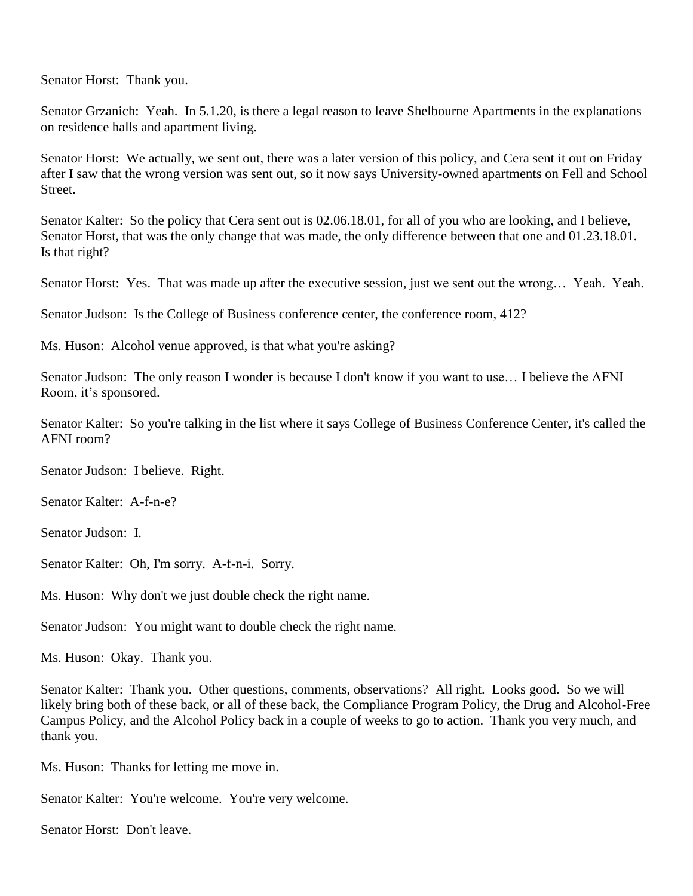Senator Horst: Thank you.

Senator Grzanich: Yeah. In 5.1.20, is there a legal reason to leave Shelbourne Apartments in the explanations on residence halls and apartment living.

Senator Horst: We actually, we sent out, there was a later version of this policy, and Cera sent it out on Friday after I saw that the wrong version was sent out, so it now says University-owned apartments on Fell and School Street.

Senator Kalter: So the policy that Cera sent out is 02.06.18.01, for all of you who are looking, and I believe, Senator Horst, that was the only change that was made, the only difference between that one and 01.23.18.01. Is that right?

Senator Horst: Yes. That was made up after the executive session, just we sent out the wrong… Yeah. Yeah.

Senator Judson: Is the College of Business conference center, the conference room, 412?

Ms. Huson: Alcohol venue approved, is that what you're asking?

Senator Judson: The only reason I wonder is because I don't know if you want to use… I believe the AFNI Room, it's sponsored.

Senator Kalter: So you're talking in the list where it says College of Business Conference Center, it's called the AFNI room?

Senator Judson: I believe. Right.

Senator Kalter: A-f-n-e?

Senator Judson: I.

Senator Kalter: Oh, I'm sorry. A-f-n-i. Sorry.

Ms. Huson: Why don't we just double check the right name.

Senator Judson: You might want to double check the right name.

Ms. Huson: Okay. Thank you.

Senator Kalter: Thank you. Other questions, comments, observations? All right. Looks good. So we will likely bring both of these back, or all of these back, the Compliance Program Policy, the Drug and Alcohol-Free Campus Policy, and the Alcohol Policy back in a couple of weeks to go to action. Thank you very much, and thank you.

Ms. Huson: Thanks for letting me move in.

Senator Kalter: You're welcome. You're very welcome.

Senator Horst: Don't leave.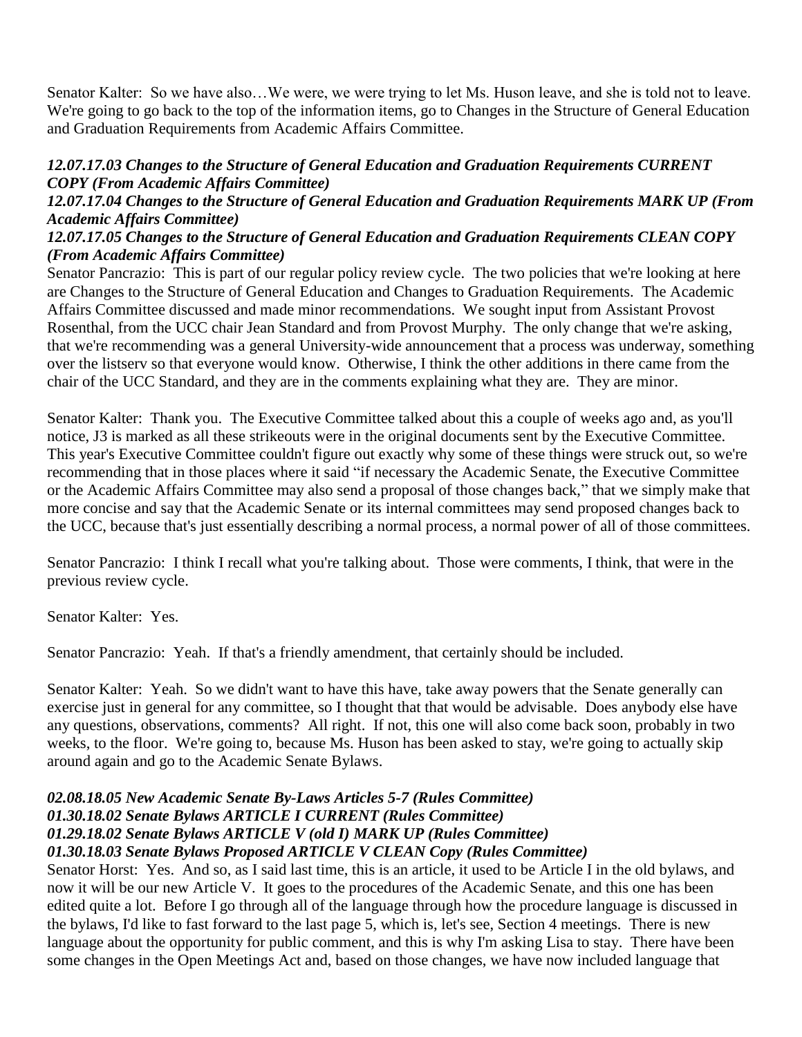Senator Kalter: So we have also…We were, we were trying to let Ms. Huson leave, and she is told not to leave. We're going to go back to the top of the information items, go to Changes in the Structure of General Education and Graduation Requirements from Academic Affairs Committee.

***12.07.17.03 Changes to the Structure of General Education and Graduation Requirements CURRENT COPY (From Academic Affairs Committee)***
***12.07.17.04 Changes to the Structure of General Education and Graduation Requirements MARK UP (From Academic Affairs Committee)***
***12.07.17.05 Changes to the Structure of General Education and Graduation Requirements CLEAN COPY (From Academic Affairs Committee)***

Senator Pancrazio: This is part of our regular policy review cycle. The two policies that we're looking at here are Changes to the Structure of General Education and Changes to Graduation Requirements. The Academic Affairs Committee discussed and made minor recommendations. We sought input from Assistant Provost Rosenthal, from the UCC chair Jean Standard and from Provost Murphy. The only change that we're asking, that we're recommending was a general University-wide announcement that a process was underway, something over the listserv so that everyone would know. Otherwise, I think the other additions in there came from the chair of the UCC Standard, and they are in the comments explaining what they are. They are minor.

Senator Kalter: Thank you. The Executive Committee talked about this a couple of weeks ago and, as you'll notice, J3 is marked as all these strikeouts were in the original documents sent by the Executive Committee. This year's Executive Committee couldn't figure out exactly why some of these things were struck out, so we're recommending that in those places where it said "if necessary the Academic Senate, the Executive Committee or the Academic Affairs Committee may also send a proposal of those changes back," that we simply make that more concise and say that the Academic Senate or its internal committees may send proposed changes back to the UCC, because that's just essentially describing a normal process, a normal power of all of those committees.

Senator Pancrazio: I think I recall what you're talking about. Those were comments, I think, that were in the previous review cycle.

Senator Kalter: Yes.

Senator Pancrazio: Yeah. If that's a friendly amendment, that certainly should be included.

Senator Kalter: Yeah. So we didn't want to have this have, take away powers that the Senate generally can exercise just in general for any committee, so I thought that that would be advisable. Does anybody else have any questions, observations, comments? All right. If not, this one will also come back soon, probably in two weeks, to the floor. We're going to, because Ms. Huson has been asked to stay, we're going to actually skip around again and go to the Academic Senate Bylaws.

***02.08.18.05 New Academic Senate By-Laws Articles 5-7 (Rules Committee)***
***01.30.18.02 Senate Bylaws ARTICLE I CURRENT (Rules Committee)***
***01.29.18.02 Senate Bylaws ARTICLE V (old I) MARK UP (Rules Committee)***
***01.30.18.03 Senate Bylaws Proposed ARTICLE V CLEAN Copy (Rules Committee)***

Senator Horst: Yes. And so, as I said last time, this is an article, it used to be Article I in the old bylaws, and now it will be our new Article V. It goes to the procedures of the Academic Senate, and this one has been edited quite a lot. Before I go through all of the language through how the procedure language is discussed in the bylaws, I'd like to fast forward to the last page 5, which is, let's see, Section 4 meetings. There is new language about the opportunity for public comment, and this is why I'm asking Lisa to stay. There have been some changes in the Open Meetings Act and, based on those changes, we have now included language that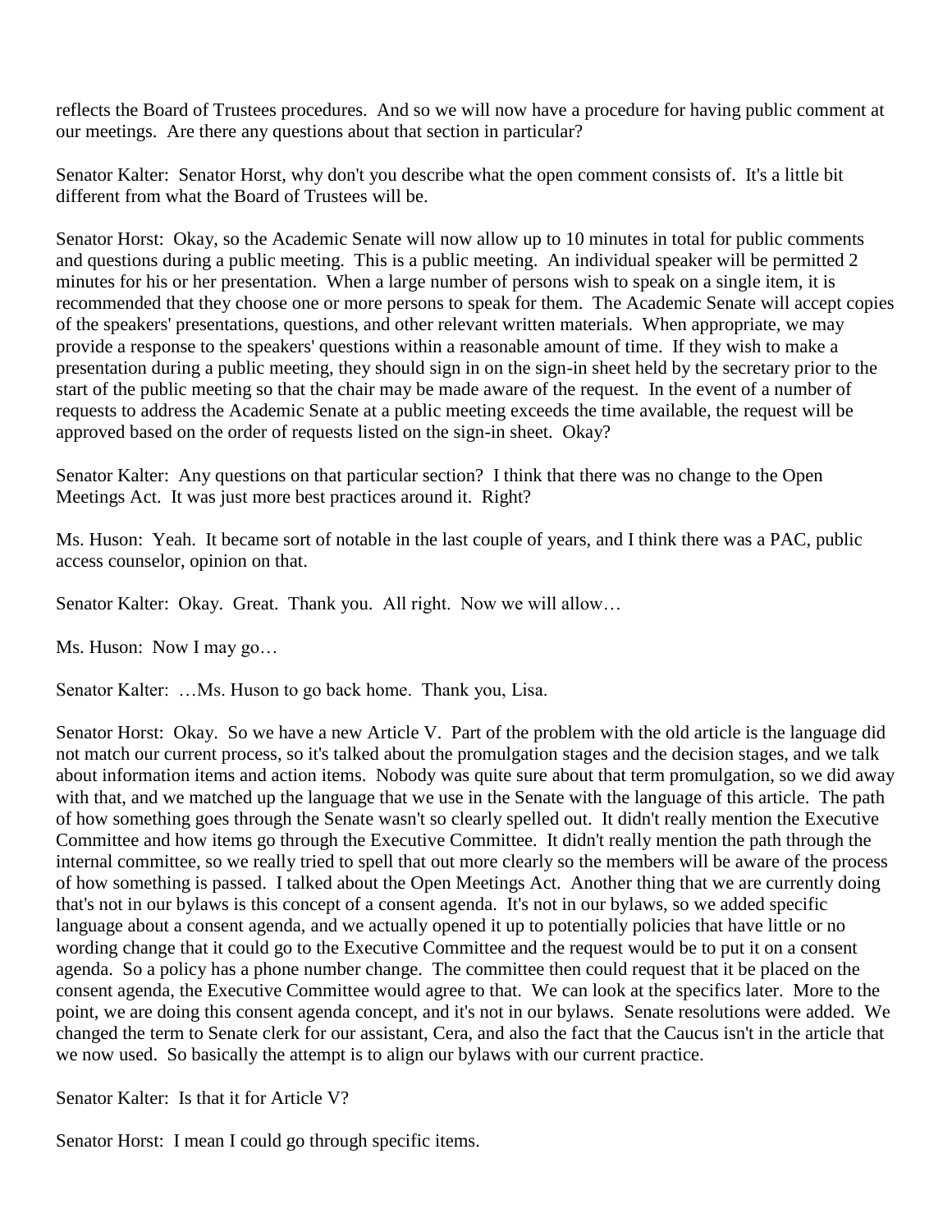reflects the Board of Trustees procedures. And so we will now have a procedure for having public comment at our meetings. Are there any questions about that section in particular?

Senator Kalter: Senator Horst, why don't you describe what the open comment consists of. It's a little bit different from what the Board of Trustees will be.

Senator Horst: Okay, so the Academic Senate will now allow up to 10 minutes in total for public comments and questions during a public meeting. This is a public meeting. An individual speaker will be permitted 2 minutes for his or her presentation. When a large number of persons wish to speak on a single item, it is recommended that they choose one or more persons to speak for them. The Academic Senate will accept copies of the speakers' presentations, questions, and other relevant written materials. When appropriate, we may provide a response to the speakers' questions within a reasonable amount of time. If they wish to make a presentation during a public meeting, they should sign in on the sign-in sheet held by the secretary prior to the start of the public meeting so that the chair may be made aware of the request. In the event of a number of requests to address the Academic Senate at a public meeting exceeds the time available, the request will be approved based on the order of requests listed on the sign-in sheet. Okay?

Senator Kalter: Any questions on that particular section? I think that there was no change to the Open Meetings Act. It was just more best practices around it. Right?

Ms. Huson: Yeah. It became sort of notable in the last couple of years, and I think there was a PAC, public access counselor, opinion on that.

Senator Kalter: Okay. Great. Thank you. All right. Now we will allow…

Ms. Huson: Now I may go…

Senator Kalter: …Ms. Huson to go back home. Thank you, Lisa.

Senator Horst: Okay. So we have a new Article V. Part of the problem with the old article is the language did not match our current process, so it's talked about the promulgation stages and the decision stages, and we talk about information items and action items. Nobody was quite sure about that term promulgation, so we did away with that, and we matched up the language that we use in the Senate with the language of this article. The path of how something goes through the Senate wasn't so clearly spelled out. It didn't really mention the Executive Committee and how items go through the Executive Committee. It didn't really mention the path through the internal committee, so we really tried to spell that out more clearly so the members will be aware of the process of how something is passed. I talked about the Open Meetings Act. Another thing that we are currently doing that's not in our bylaws is this concept of a consent agenda. It's not in our bylaws, so we added specific language about a consent agenda, and we actually opened it up to potentially policies that have little or no wording change that it could go to the Executive Committee and the request would be to put it on a consent agenda. So a policy has a phone number change. The committee then could request that it be placed on the consent agenda, the Executive Committee would agree to that. We can look at the specifics later. More to the point, we are doing this consent agenda concept, and it's not in our bylaws. Senate resolutions were added. We changed the term to Senate clerk for our assistant, Cera, and also the fact that the Caucus isn't in the article that we now used. So basically the attempt is to align our bylaws with our current practice.

Senator Kalter: Is that it for Article V?

Senator Horst: I mean I could go through specific items.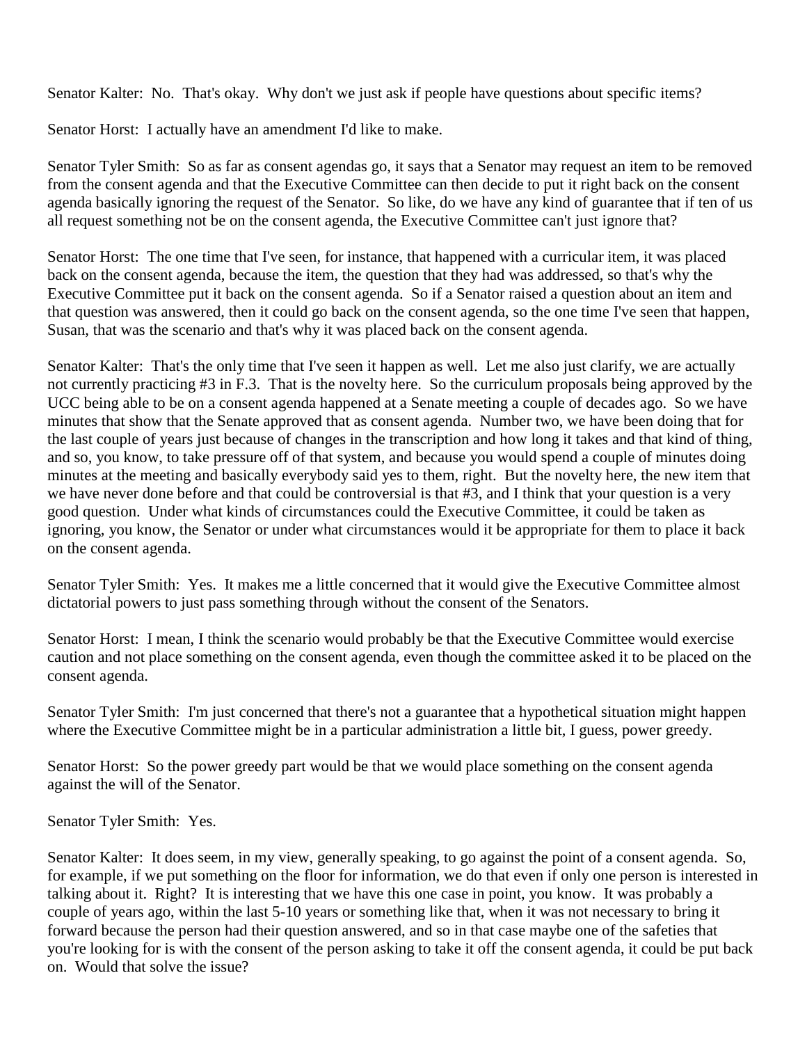Senator Kalter: No. That's okay. Why don't we just ask if people have questions about specific items?

Senator Horst: I actually have an amendment I'd like to make.

Senator Tyler Smith: So as far as consent agendas go, it says that a Senator may request an item to be removed from the consent agenda and that the Executive Committee can then decide to put it right back on the consent agenda basically ignoring the request of the Senator. So like, do we have any kind of guarantee that if ten of us all request something not be on the consent agenda, the Executive Committee can't just ignore that?

Senator Horst: The one time that I've seen, for instance, that happened with a curricular item, it was placed back on the consent agenda, because the item, the question that they had was addressed, so that's why the Executive Committee put it back on the consent agenda. So if a Senator raised a question about an item and that question was answered, then it could go back on the consent agenda, so the one time I've seen that happen, Susan, that was the scenario and that's why it was placed back on the consent agenda.

Senator Kalter: That's the only time that I've seen it happen as well. Let me also just clarify, we are actually not currently practicing #3 in F.3. That is the novelty here. So the curriculum proposals being approved by the UCC being able to be on a consent agenda happened at a Senate meeting a couple of decades ago. So we have minutes that show that the Senate approved that as consent agenda. Number two, we have been doing that for the last couple of years just because of changes in the transcription and how long it takes and that kind of thing, and so, you know, to take pressure off of that system, and because you would spend a couple of minutes doing minutes at the meeting and basically everybody said yes to them, right. But the novelty here, the new item that we have never done before and that could be controversial is that #3, and I think that your question is a very good question. Under what kinds of circumstances could the Executive Committee, it could be taken as ignoring, you know, the Senator or under what circumstances would it be appropriate for them to place it back on the consent agenda.

Senator Tyler Smith: Yes. It makes me a little concerned that it would give the Executive Committee almost dictatorial powers to just pass something through without the consent of the Senators.

Senator Horst: I mean, I think the scenario would probably be that the Executive Committee would exercise caution and not place something on the consent agenda, even though the committee asked it to be placed on the consent agenda.

Senator Tyler Smith: I'm just concerned that there's not a guarantee that a hypothetical situation might happen where the Executive Committee might be in a particular administration a little bit, I guess, power greedy.

Senator Horst: So the power greedy part would be that we would place something on the consent agenda against the will of the Senator.

Senator Tyler Smith: Yes.

Senator Kalter: It does seem, in my view, generally speaking, to go against the point of a consent agenda. So, for example, if we put something on the floor for information, we do that even if only one person is interested in talking about it. Right? It is interesting that we have this one case in point, you know. It was probably a couple of years ago, within the last 5-10 years or something like that, when it was not necessary to bring it forward because the person had their question answered, and so in that case maybe one of the safeties that you're looking for is with the consent of the person asking to take it off the consent agenda, it could be put back on. Would that solve the issue?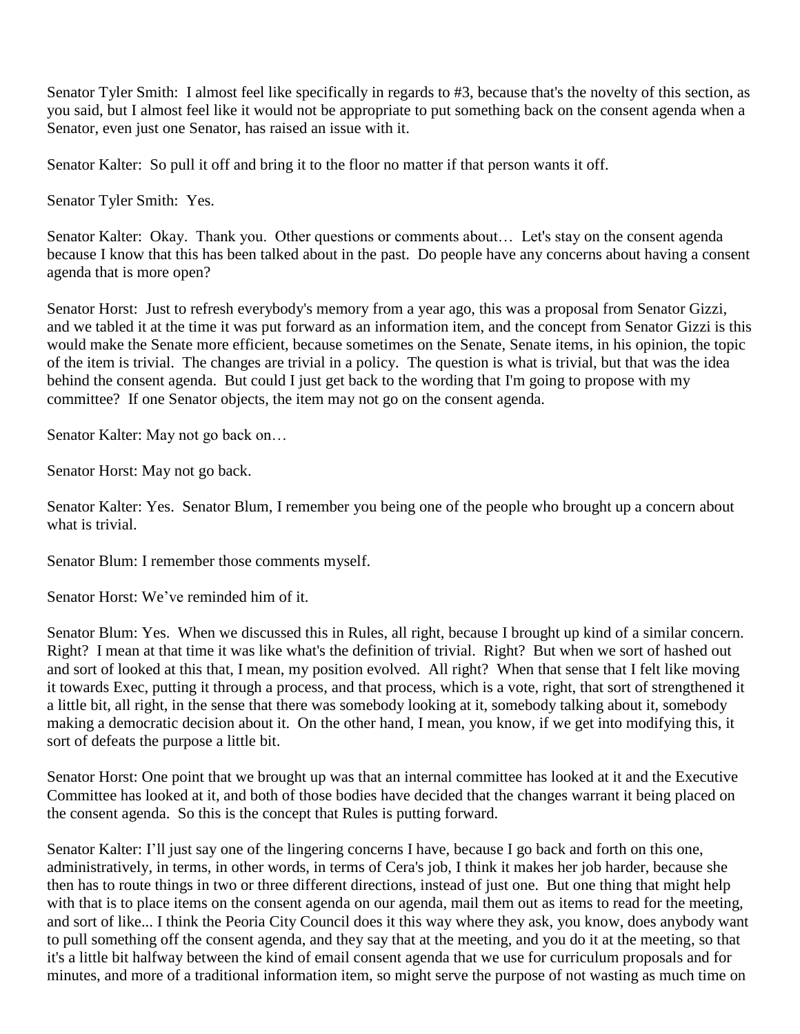Senator Tyler Smith: I almost feel like specifically in regards to #3, because that's the novelty of this section, as you said, but I almost feel like it would not be appropriate to put something back on the consent agenda when a Senator, even just one Senator, has raised an issue with it.

Senator Kalter: So pull it off and bring it to the floor no matter if that person wants it off.

Senator Tyler Smith: Yes.

Senator Kalter: Okay. Thank you. Other questions or comments about… Let's stay on the consent agenda because I know that this has been talked about in the past. Do people have any concerns about having a consent agenda that is more open?

Senator Horst: Just to refresh everybody's memory from a year ago, this was a proposal from Senator Gizzi, and we tabled it at the time it was put forward as an information item, and the concept from Senator Gizzi is this would make the Senate more efficient, because sometimes on the Senate, Senate items, in his opinion, the topic of the item is trivial. The changes are trivial in a policy. The question is what is trivial, but that was the idea behind the consent agenda. But could I just get back to the wording that I'm going to propose with my committee? If one Senator objects, the item may not go on the consent agenda.

Senator Kalter: May not go back on…

Senator Horst: May not go back.

Senator Kalter: Yes. Senator Blum, I remember you being one of the people who brought up a concern about what is trivial.

Senator Blum: I remember those comments myself.

Senator Horst: We've reminded him of it.

Senator Blum: Yes. When we discussed this in Rules, all right, because I brought up kind of a similar concern. Right? I mean at that time it was like what's the definition of trivial. Right? But when we sort of hashed out and sort of looked at this that, I mean, my position evolved. All right? When that sense that I felt like moving it towards Exec, putting it through a process, and that process, which is a vote, right, that sort of strengthened it a little bit, all right, in the sense that there was somebody looking at it, somebody talking about it, somebody making a democratic decision about it. On the other hand, I mean, you know, if we get into modifying this, it sort of defeats the purpose a little bit.

Senator Horst: One point that we brought up was that an internal committee has looked at it and the Executive Committee has looked at it, and both of those bodies have decided that the changes warrant it being placed on the consent agenda. So this is the concept that Rules is putting forward.

Senator Kalter: I'll just say one of the lingering concerns I have, because I go back and forth on this one, administratively, in terms, in other words, in terms of Cera's job, I think it makes her job harder, because she then has to route things in two or three different directions, instead of just one. But one thing that might help with that is to place items on the consent agenda on our agenda, mail them out as items to read for the meeting, and sort of like... I think the Peoria City Council does it this way where they ask, you know, does anybody want to pull something off the consent agenda, and they say that at the meeting, and you do it at the meeting, so that it's a little bit halfway between the kind of email consent agenda that we use for curriculum proposals and for minutes, and more of a traditional information item, so might serve the purpose of not wasting as much time on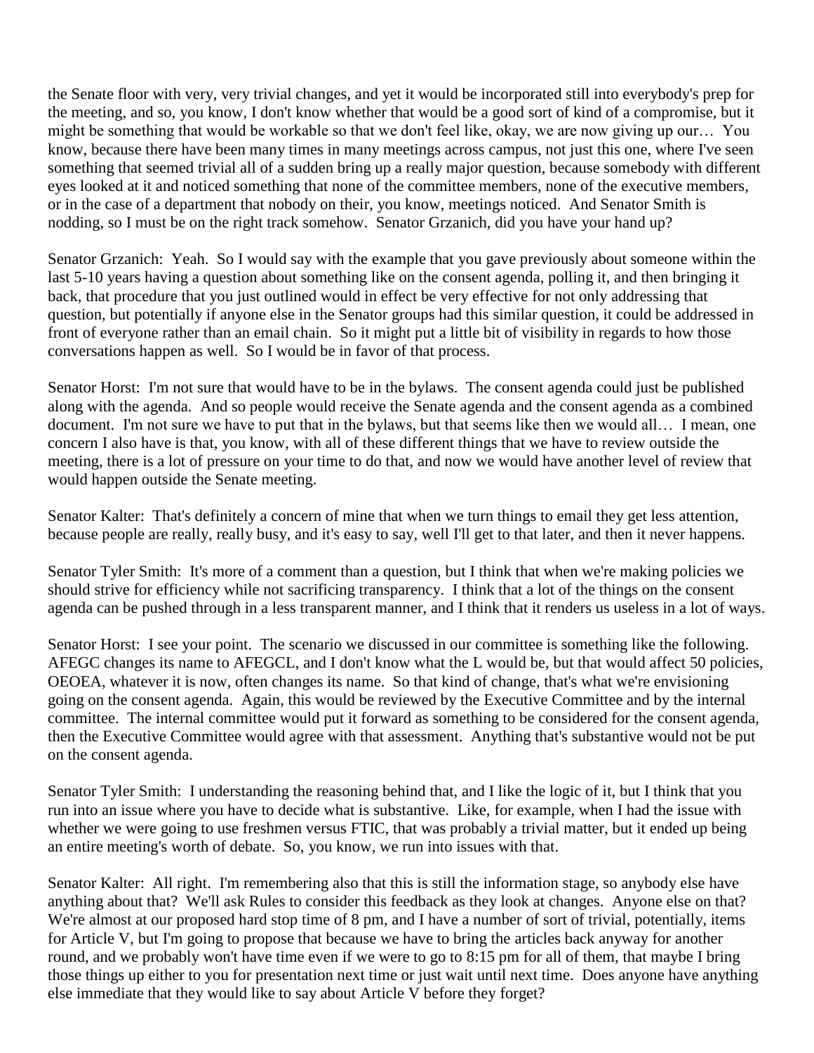the Senate floor with very, very trivial changes, and yet it would be incorporated still into everybody's prep for the meeting, and so, you know, I don't know whether that would be a good sort of kind of a compromise, but it might be something that would be workable so that we don't feel like, okay, we are now giving up our… You know, because there have been many times in many meetings across campus, not just this one, where I've seen something that seemed trivial all of a sudden bring up a really major question, because somebody with different eyes looked at it and noticed something that none of the committee members, none of the executive members, or in the case of a department that nobody on their, you know, meetings noticed. And Senator Smith is nodding, so I must be on the right track somehow. Senator Grzanich, did you have your hand up?

Senator Grzanich: Yeah. So I would say with the example that you gave previously about someone within the last 5-10 years having a question about something like on the consent agenda, polling it, and then bringing it back, that procedure that you just outlined would in effect be very effective for not only addressing that question, but potentially if anyone else in the Senator groups had this similar question, it could be addressed in front of everyone rather than an email chain. So it might put a little bit of visibility in regards to how those conversations happen as well. So I would be in favor of that process.

Senator Horst: I'm not sure that would have to be in the bylaws. The consent agenda could just be published along with the agenda. And so people would receive the Senate agenda and the consent agenda as a combined document. I'm not sure we have to put that in the bylaws, but that seems like then we would all… I mean, one concern I also have is that, you know, with all of these different things that we have to review outside the meeting, there is a lot of pressure on your time to do that, and now we would have another level of review that would happen outside the Senate meeting.

Senator Kalter: That's definitely a concern of mine that when we turn things to email they get less attention, because people are really, really busy, and it's easy to say, well I'll get to that later, and then it never happens.

Senator Tyler Smith: It's more of a comment than a question, but I think that when we're making policies we should strive for efficiency while not sacrificing transparency. I think that a lot of the things on the consent agenda can be pushed through in a less transparent manner, and I think that it renders us useless in a lot of ways.

Senator Horst: I see your point. The scenario we discussed in our committee is something like the following. AFEGC changes its name to AFEGCL, and I don't know what the L would be, but that would affect 50 policies, OEOEA, whatever it is now, often changes its name. So that kind of change, that's what we're envisioning going on the consent agenda. Again, this would be reviewed by the Executive Committee and by the internal committee. The internal committee would put it forward as something to be considered for the consent agenda, then the Executive Committee would agree with that assessment. Anything that's substantive would not be put on the consent agenda.

Senator Tyler Smith: I understanding the reasoning behind that, and I like the logic of it, but I think that you run into an issue where you have to decide what is substantive. Like, for example, when I had the issue with whether we were going to use freshmen versus FTIC, that was probably a trivial matter, but it ended up being an entire meeting's worth of debate. So, you know, we run into issues with that.

Senator Kalter: All right. I'm remembering also that this is still the information stage, so anybody else have anything about that? We'll ask Rules to consider this feedback as they look at changes. Anyone else on that? We're almost at our proposed hard stop time of 8 pm, and I have a number of sort of trivial, potentially, items for Article V, but I'm going to propose that because we have to bring the articles back anyway for another round, and we probably won't have time even if we were to go to 8:15 pm for all of them, that maybe I bring those things up either to you for presentation next time or just wait until next time. Does anyone have anything else immediate that they would like to say about Article V before they forget?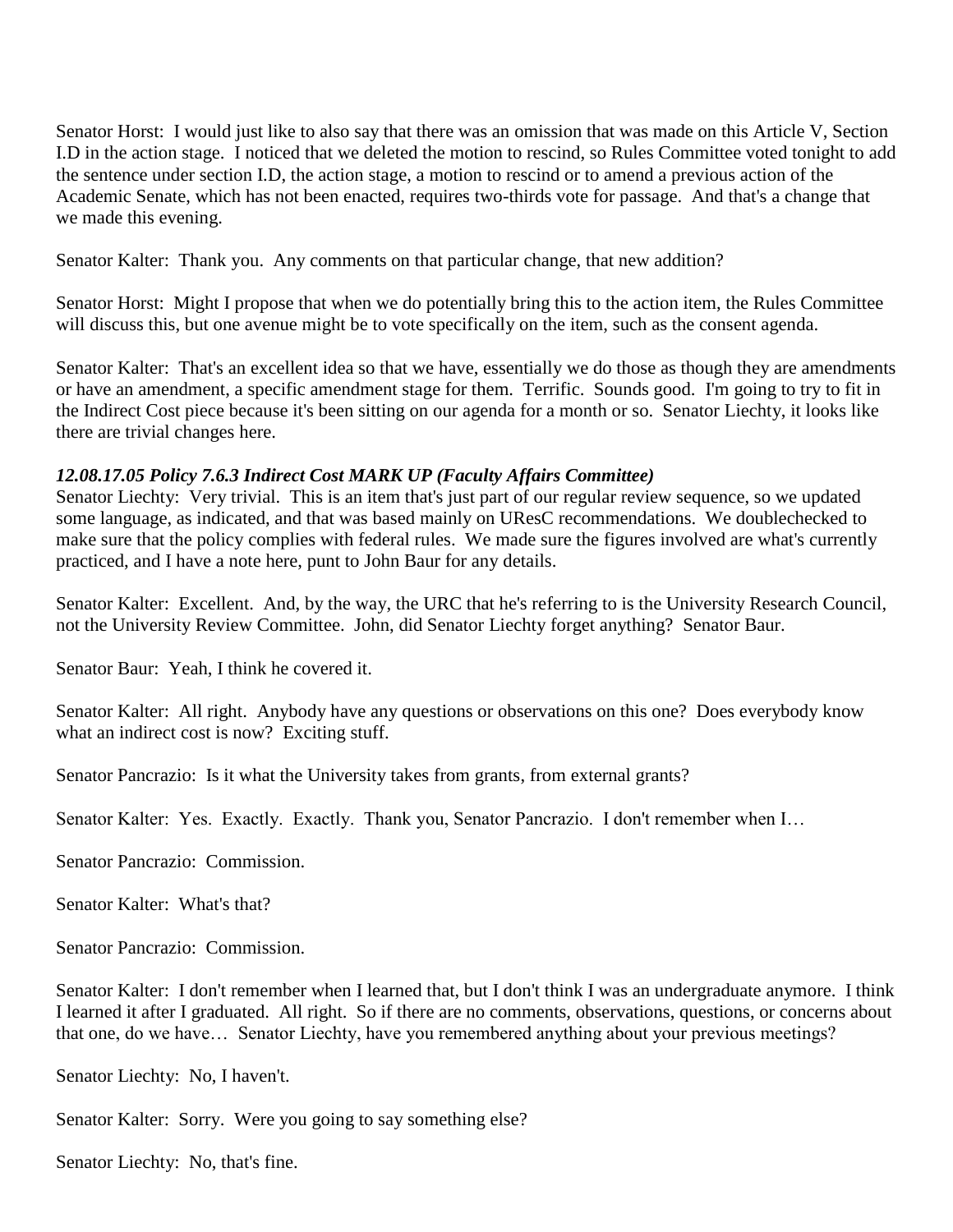Senator Horst: I would just like to also say that there was an omission that was made on this Article V, Section I.D in the action stage. I noticed that we deleted the motion to rescind, so Rules Committee voted tonight to add the sentence under section I.D, the action stage, a motion to rescind or to amend a previous action of the Academic Senate, which has not been enacted, requires two-thirds vote for passage. And that's a change that we made this evening.

Senator Kalter: Thank you. Any comments on that particular change, that new addition?

Senator Horst: Might I propose that when we do potentially bring this to the action item, the Rules Committee will discuss this, but one avenue might be to vote specifically on the item, such as the consent agenda.

Senator Kalter: That's an excellent idea so that we have, essentially we do those as though they are amendments or have an amendment, a specific amendment stage for them. Terrific. Sounds good. I'm going to try to fit in the Indirect Cost piece because it's been sitting on our agenda for a month or so. Senator Liechty, it looks like there are trivial changes here.

***12.08.17.05 Policy 7.6.3 Indirect Cost MARK UP (Faculty Affairs Committee)***

Senator Liechty: Very trivial. This is an item that's just part of our regular review sequence, so we updated some language, as indicated, and that was based mainly on UResC recommendations. We doublechecked to make sure that the policy complies with federal rules. We made sure the figures involved are what's currently practiced, and I have a note here, punt to John Baur for any details.

Senator Kalter: Excellent. And, by the way, the URC that he's referring to is the University Research Council, not the University Review Committee. John, did Senator Liechty forget anything? Senator Baur.

Senator Baur: Yeah, I think he covered it.

Senator Kalter: All right. Anybody have any questions or observations on this one? Does everybody know what an indirect cost is now? Exciting stuff.

Senator Pancrazio: Is it what the University takes from grants, from external grants?

Senator Kalter: Yes. Exactly. Exactly. Thank you, Senator Pancrazio. I don't remember when I…

Senator Pancrazio: Commission.

Senator Kalter: What's that?

Senator Pancrazio: Commission.

Senator Kalter: I don't remember when I learned that, but I don't think I was an undergraduate anymore. I think I learned it after I graduated. All right. So if there are no comments, observations, questions, or concerns about that one, do we have… Senator Liechty, have you remembered anything about your previous meetings?

Senator Liechty: No, I haven't.

Senator Kalter: Sorry. Were you going to say something else?

Senator Liechty: No, that's fine.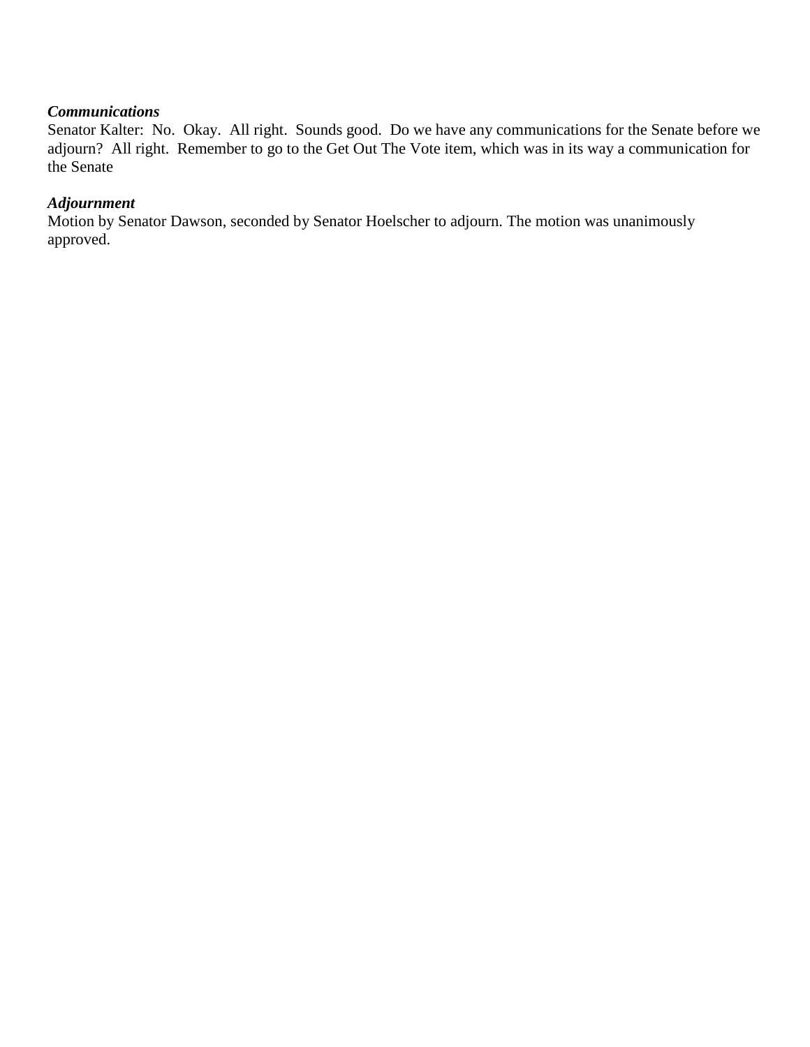***Communications***

Senator Kalter: No. Okay. All right. Sounds good. Do we have any communications for the Senate before we adjourn? All right. Remember to go to the Get Out The Vote item, which was in its way a communication for the Senate

***Adjournment***

Motion by Senator Dawson, seconded by Senator Hoelscher to adjourn. The motion was unanimously approved.